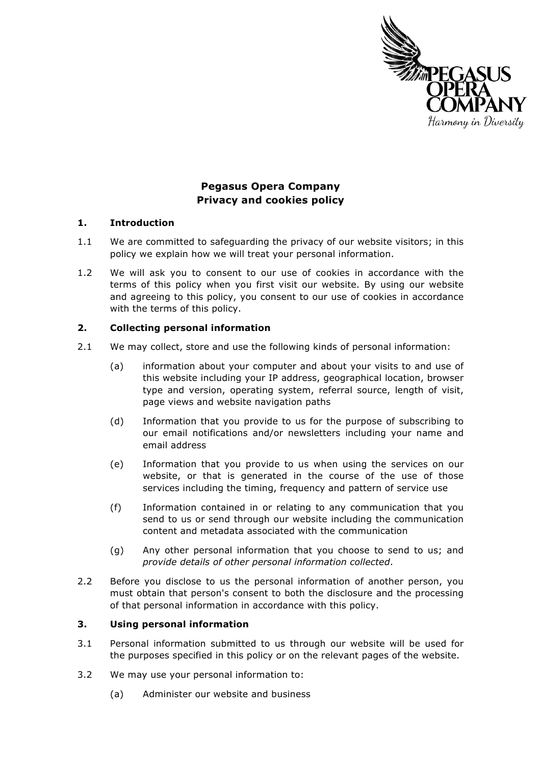# Pegasus Opera Company
## Privacy and cookies policy

### 1. Introduction

1.1 We are committed to safeguarding the privacy of our website visitors; in this policy we explain how we will treat your personal information.

1.2 We will ask you to consent to our use of cookies in accordance with the terms of this policy when you first visit our website. By using our website and agreeing to this policy, you consent to our use of cookies in accordance with the terms of this policy.

### 2. Collecting personal information

2.1 We may collect, store and use the following kinds of personal information:

(a) information about your computer and about your visits to and use of this website including your IP address, geographical location, browser type and version, operating system, referral source, length of visit, page views and website navigation paths

(d) Information that you provide to us for the purpose of subscribing to our email notifications and/or newsletters including your name and email address

(e) Information that you provide to us when using the services on our website, or that is generated in the course of the use of those services including the timing, frequency and pattern of service use

(f) Information contained in or relating to any communication that you send to us or send through our website including the communication content and metadata associated with the communication

(g) Any other personal information that you choose to send to us; and *provide details of other personal information collected*.

2.2 Before you disclose to us the personal information of another person, you must obtain that person's consent to both the disclosure and the processing of that personal information in accordance with this policy.

### 3. Using personal information

3.1 Personal information submitted to us through our website will be used for the purposes specified in this policy or on the relevant pages of the website.

3.2 We may use your personal information to:

(a) Administer our website and business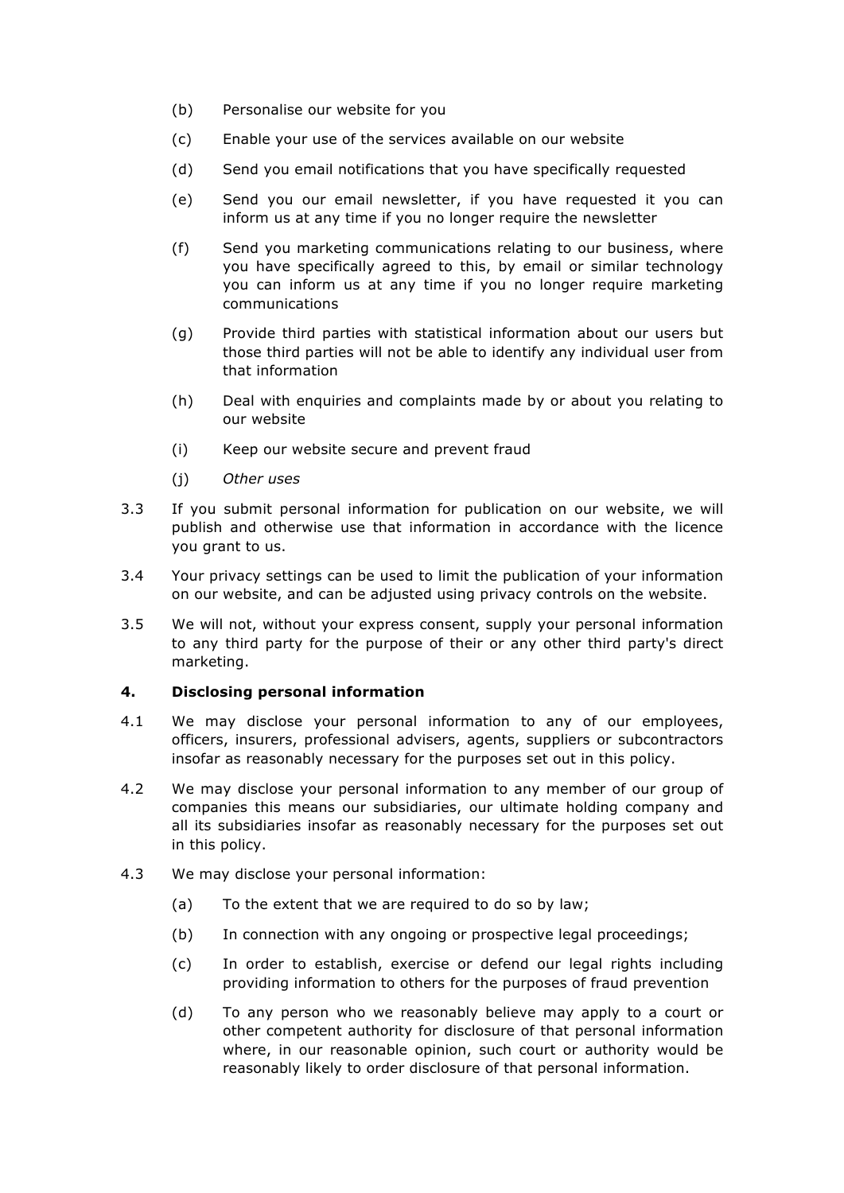(b) Personalise our website for you

(c) Enable your use of the services available on our website

(d) Send you email notifications that you have specifically requested

(e) Send you our email newsletter, if you have requested it you can inform us at any time if you no longer require the newsletter

(f) Send you marketing communications relating to our business, where you have specifically agreed to this, by email or similar technology you can inform us at any time if you no longer require marketing communications

(g) Provide third parties with statistical information about our users but those third parties will not be able to identify any individual user from that information

(h) Deal with enquiries and complaints made by or about you relating to our website

(i) Keep our website secure and prevent fraud

(j) *Other uses*

3.3 If you submit personal information for publication on our website, we will publish and otherwise use that information in accordance with the licence you grant to us.

3.4 Your privacy settings can be used to limit the publication of your information on our website, and can be adjusted using privacy controls on the website.

3.5 We will not, without your express consent, supply your personal information to any third party for the purpose of their or any other third party's direct marketing.

**4. Disclosing personal information**

4.1 We may disclose your personal information to any of our employees, officers, insurers, professional advisers, agents, suppliers or subcontractors insofar as reasonably necessary for the purposes set out in this policy.

4.2 We may disclose your personal information to any member of our group of companies this means our subsidiaries, our ultimate holding company and all its subsidiaries insofar as reasonably necessary for the purposes set out in this policy.

4.3 We may disclose your personal information:

(a) To the extent that we are required to do so by law;

(b) In connection with any ongoing or prospective legal proceedings;

(c) In order to establish, exercise or defend our legal rights including providing information to others for the purposes of fraud prevention

(d) To any person who we reasonably believe may apply to a court or other competent authority for disclosure of that personal information where, in our reasonable opinion, such court or authority would be reasonably likely to order disclosure of that personal information.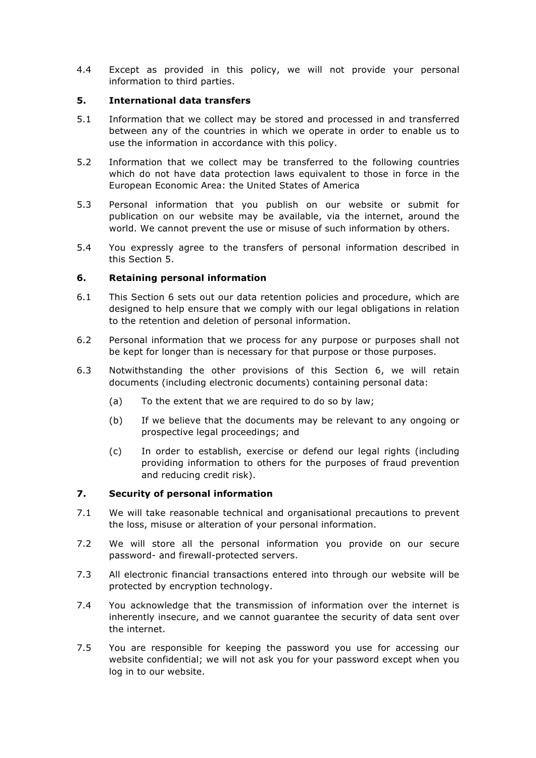4.4 Except as provided in this policy, we will not provide your personal information to third parties.

## 5. International data transfers

5.1 Information that we collect may be stored and processed in and transferred between any of the countries in which we operate in order to enable us to use the information in accordance with this policy.

5.2 Information that we collect may be transferred to the following countries which do not have data protection laws equivalent to those in force in the European Economic Area: the United States of America

5.3 Personal information that you publish on our website or submit for publication on our website may be available, via the internet, around the world. We cannot prevent the use or misuse of such information by others.

5.4 You expressly agree to the transfers of personal information described in this Section 5.

## 6. Retaining personal information

6.1 This Section 6 sets out our data retention policies and procedure, which are designed to help ensure that we comply with our legal obligations in relation to the retention and deletion of personal information.

6.2 Personal information that we process for any purpose or purposes shall not be kept for longer than is necessary for that purpose or those purposes.

6.3 Notwithstanding the other provisions of this Section 6, we will retain documents (including electronic documents) containing personal data:

- (a) To the extent that we are required to do so by law;
- (b) If we believe that the documents may be relevant to any ongoing or prospective legal proceedings; and
- (c) In order to establish, exercise or defend our legal rights (including providing information to others for the purposes of fraud prevention and reducing credit risk).

## 7. Security of personal information

7.1 We will take reasonable technical and organisational precautions to prevent the loss, misuse or alteration of your personal information.

7.2 We will store all the personal information you provide on our secure password- and firewall-protected servers.

7.3 All electronic financial transactions entered into through our website will be protected by encryption technology.

7.4 You acknowledge that the transmission of information over the internet is inherently insecure, and we cannot guarantee the security of data sent over the internet.

7.5 You are responsible for keeping the password you use for accessing our website confidential; we will not ask you for your password except when you log in to our website.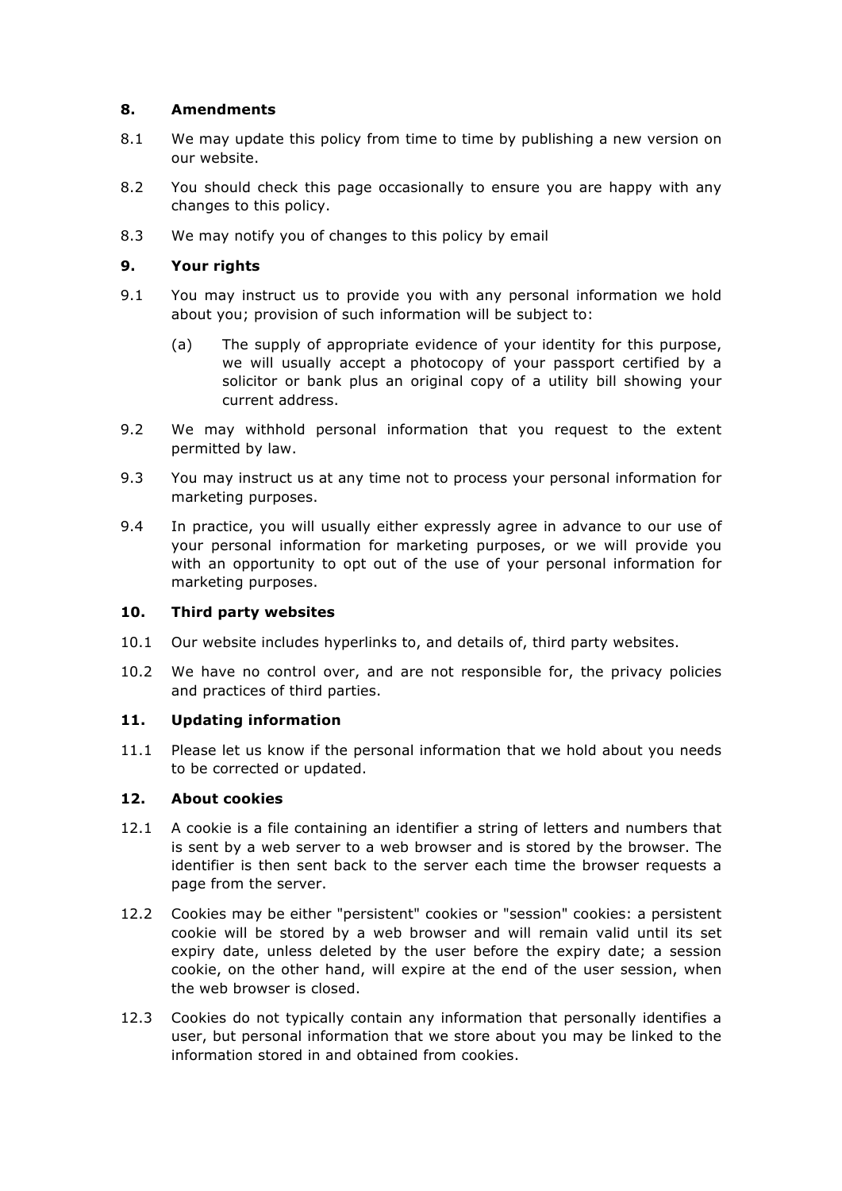## 8. Amendments

8.1 We may update this policy from time to time by publishing a new version on our website.

8.2 You should check this page occasionally to ensure you are happy with any changes to this policy.

8.3 We may notify you of changes to this policy by email

## 9. Your rights

9.1 You may instruct us to provide you with any personal information we hold about you; provision of such information will be subject to:

(a) The supply of appropriate evidence of your identity for this purpose, we will usually accept a photocopy of your passport certified by a solicitor or bank plus an original copy of a utility bill showing your current address.

9.2 We may withhold personal information that you request to the extent permitted by law.

9.3 You may instruct us at any time not to process your personal information for marketing purposes.

9.4 In practice, you will usually either expressly agree in advance to our use of your personal information for marketing purposes, or we will provide you with an opportunity to opt out of the use of your personal information for marketing purposes.

## 10. Third party websites

10.1 Our website includes hyperlinks to, and details of, third party websites.

10.2 We have no control over, and are not responsible for, the privacy policies and practices of third parties.

## 11. Updating information

11.1 Please let us know if the personal information that we hold about you needs to be corrected or updated.

## 12. About cookies

12.1 A cookie is a file containing an identifier a string of letters and numbers that is sent by a web server to a web browser and is stored by the browser. The identifier is then sent back to the server each time the browser requests a page from the server.

12.2 Cookies may be either "persistent" cookies or "session" cookies: a persistent cookie will be stored by a web browser and will remain valid until its set expiry date, unless deleted by the user before the expiry date; a session cookie, on the other hand, will expire at the end of the user session, when the web browser is closed.

12.3 Cookies do not typically contain any information that personally identifies a user, but personal information that we store about you may be linked to the information stored in and obtained from cookies.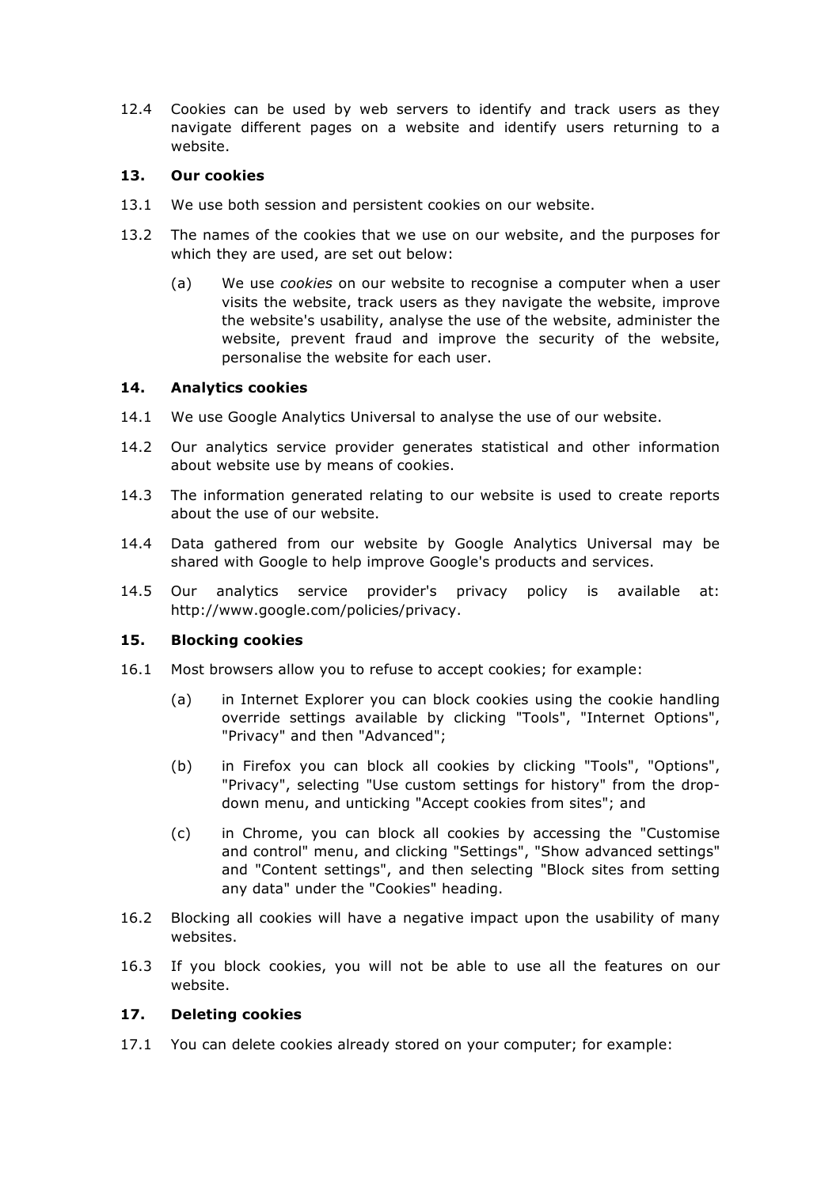12.4 Cookies can be used by web servers to identify and track users as they navigate different pages on a website and identify users returning to a website.

## 13. Our cookies

13.1 We use both session and persistent cookies on our website.

13.2 The names of the cookies that we use on our website, and the purposes for which they are used, are set out below:

(a) We use *cookies* on our website to recognise a computer when a user visits the website, track users as they navigate the website, improve the website's usability, analyse the use of the website, administer the website, prevent fraud and improve the security of the website, personalise the website for each user.

## 14. Analytics cookies

14.1 We use Google Analytics Universal to analyse the use of our website.

14.2 Our analytics service provider generates statistical and other information about website use by means of cookies.

14.3 The information generated relating to our website is used to create reports about the use of our website.

14.4 Data gathered from our website by Google Analytics Universal may be shared with Google to help improve Google's products and services.

14.5 Our analytics service provider's privacy policy is available at: http://www.google.com/policies/privacy.

## 15. Blocking cookies

16.1 Most browsers allow you to refuse to accept cookies; for example:

(a) in Internet Explorer you can block cookies using the cookie handling override settings available by clicking "Tools", "Internet Options", "Privacy" and then "Advanced";

(b) in Firefox you can block all cookies by clicking "Tools", "Options", "Privacy", selecting "Use custom settings for history" from the drop-down menu, and unticking "Accept cookies from sites"; and

(c) in Chrome, you can block all cookies by accessing the "Customise and control" menu, and clicking "Settings", "Show advanced settings" and "Content settings", and then selecting "Block sites from setting any data" under the "Cookies" heading.

16.2 Blocking all cookies will have a negative impact upon the usability of many websites.

16.3 If you block cookies, you will not be able to use all the features on our website.

## 17. Deleting cookies

17.1 You can delete cookies already stored on your computer; for example: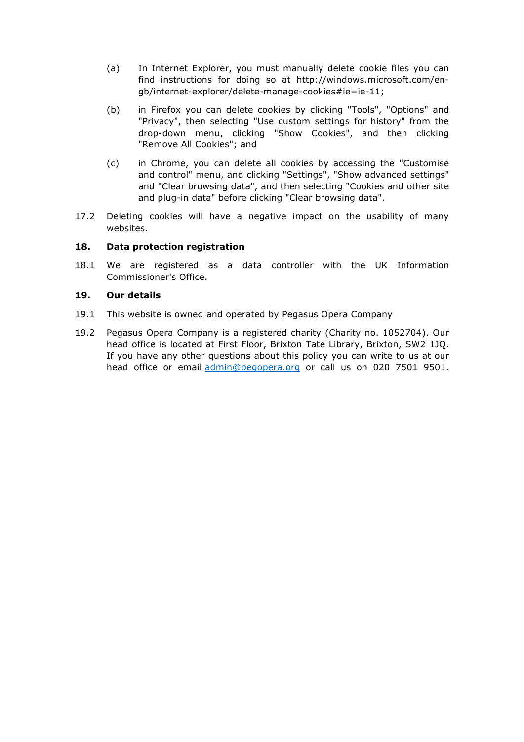(a) In Internet Explorer, you must manually delete cookie files you can find instructions for doing so at http://windows.microsoft.com/en-gb/internet-explorer/delete-manage-cookies#ie=ie-11;

(b) in Firefox you can delete cookies by clicking "Tools", "Options" and "Privacy", then selecting "Use custom settings for history" from the drop-down menu, clicking "Show Cookies", and then clicking "Remove All Cookies"; and

(c) in Chrome, you can delete all cookies by accessing the "Customise and control" menu, and clicking "Settings", "Show advanced settings" and "Clear browsing data", and then selecting "Cookies and other site and plug-in data" before clicking "Clear browsing data".

17.2 Deleting cookies will have a negative impact on the usability of many websites.

**18. Data protection registration**

18.1 We are registered as a data controller with the UK Information Commissioner's Office.

**19. Our details**

19.1 This website is owned and operated by Pegasus Opera Company

19.2 Pegasus Opera Company is a registered charity (Charity no. 1052704). Our head office is located at First Floor, Brixton Tate Library, Brixton, SW2 1JQ. If you have any other questions about this policy you can write to us at our head office or email admin@pegopera.org or call us on 020 7501 9501.